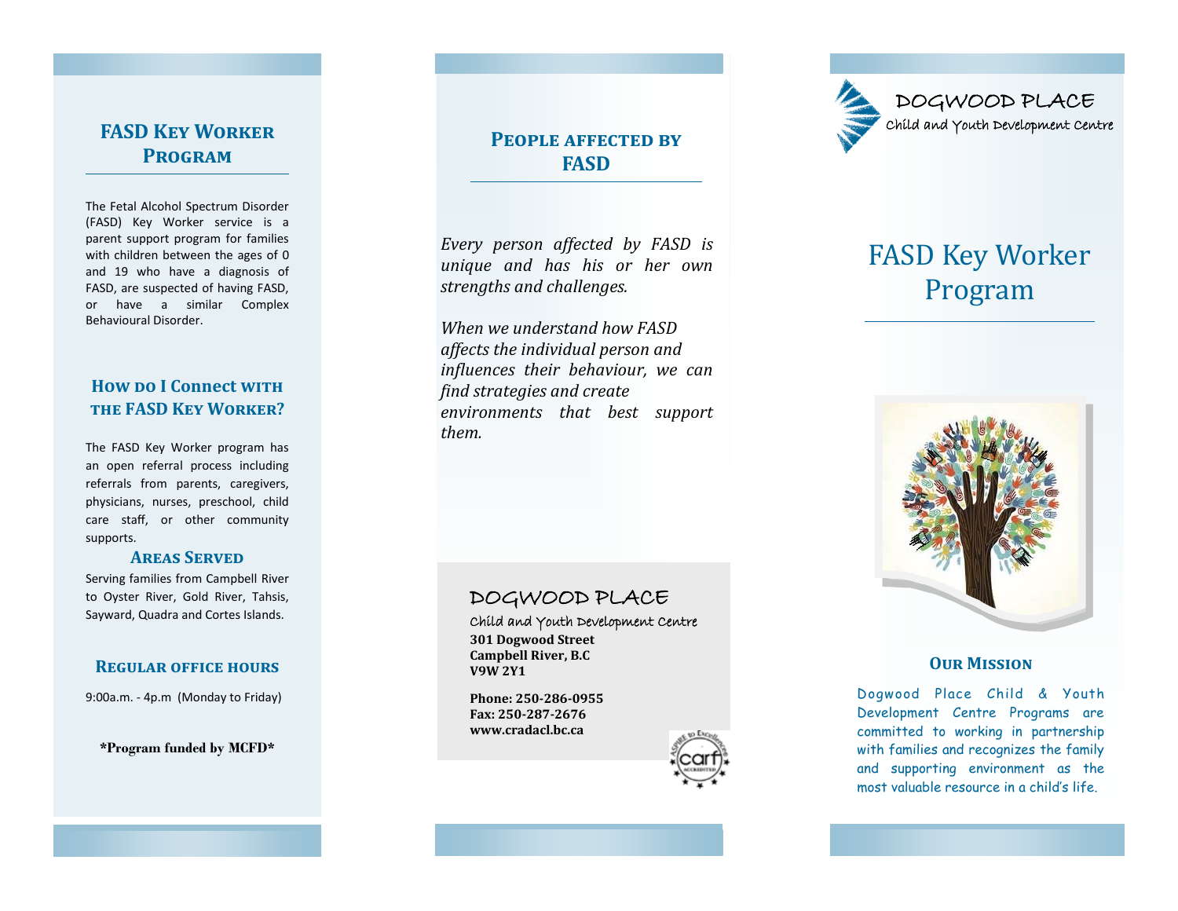## FASD Key Worker Program

The Fetal Alcohol Spectrum Disorder (FASD) Key Worker service is a parent support program for families with children between the ages of 0 and 19 who have a diagnosis of FASD, are suspected of having FASD, or have a similar Complex Behavioural Disorder.

## How do I Connect with the FASD Key Worker?

The FASD Key Worker program has an open referral process including referrals from parents, caregivers, physicians, nurses, preschool, child care staff, or other community supports.

### Areas Served

Serving families from Campbell River to Oyster River, Gold River, Tahsis, Sayward, Quadra and Cortes Islands.

### Regular office hours

9:00a.m. - 4p.m (Monday to Friday)

**\*Program funded by MCFD\***

## People affected by FASD

*Every person affected by FASD is unique and has his or her own strengths and challenges.*

*When we understand how FASD affects the individual person and influences their behaviour, we can find strategies and create environments that best support them.*

DOGWOOD PLACE
Child and Youth Development Centre
**301 Dogwood Street**
**Campbell River, B.C**
**V9W 2Y1**

**Phone: 250-286-0955**
**Fax: 250-287-2676**
**www.cradacl.bc.ca**

DOGWOOD PLACE
Child and Youth Development Centre

# FASD Key Worker Program

### Our Mission

Dogwood Place Child & Youth Development Centre Programs are committed to working in partnership with families and recognizes the family and supporting environment as the most valuable resource in a child's life.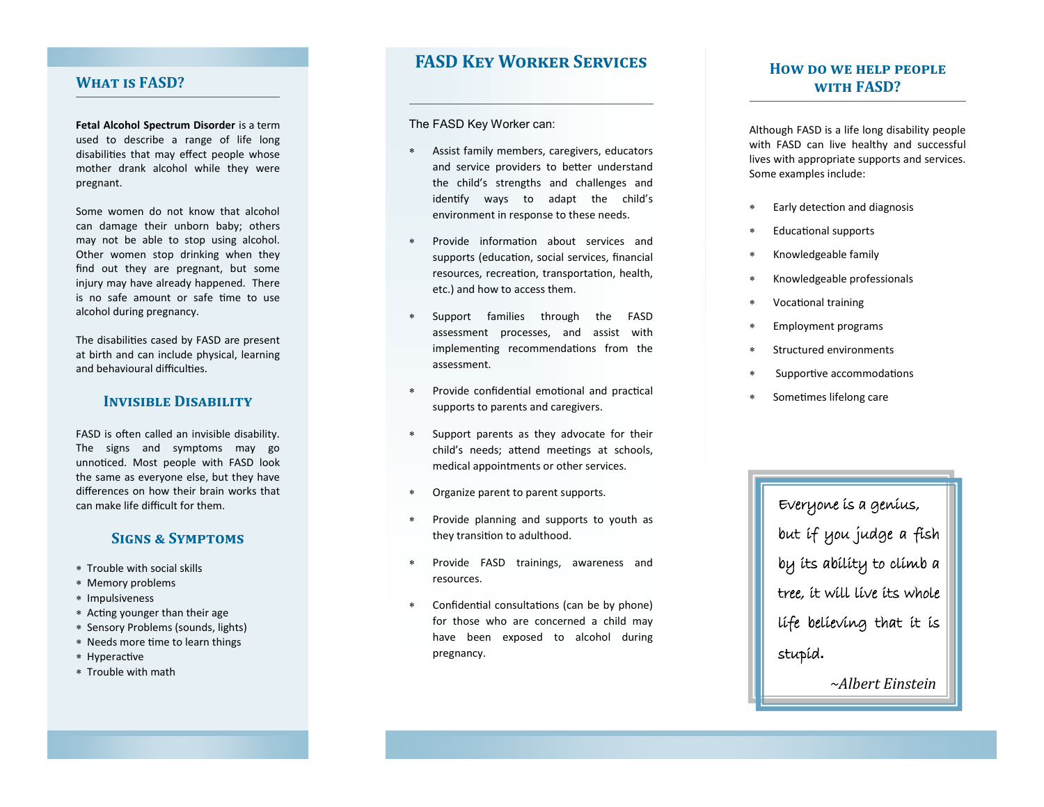## What is FASD?

**Fetal Alcohol Spectrum Disorder** is a term used to describe a range of life long disabilities that may effect people whose mother drank alcohol while they were pregnant.

Some women do not know that alcohol can damage their unborn baby; others may not be able to stop using alcohol. Other women stop drinking when they find out they are pregnant, but some injury may have already happened. There is no safe amount or safe time to use alcohol during pregnancy.

The disabilities cased by FASD are present at birth and can include physical, learning and behavioural difficulties.

## Invisible Disability

FASD is often called an invisible disability. The signs and symptoms may go unnoticed. Most people with FASD look the same as everyone else, but they have differences on how their brain works that can make life difficult for them.

## Signs & Symptoms

- Trouble with social skills
- Memory problems
- Impulsiveness
- Acting younger than their age
- Sensory Problems (sounds, lights)
- Needs more time to learn things
- Hyperactive
- Trouble with math

## FASD Key Worker Services

The FASD Key Worker can:

- Assist family members, caregivers, educators and service providers to better understand the child's strengths and challenges and identify ways to adapt the child's environment in response to these needs.
- Provide information about services and supports (education, social services, financial resources, recreation, transportation, health, etc.) and how to access them.
- Support families through the FASD assessment processes, and assist with implementing recommendations from the assessment.
- Provide confidential emotional and practical supports to parents and caregivers.
- Support parents as they advocate for their child's needs; attend meetings at schools, medical appointments or other services.
- Organize parent to parent supports.
- Provide planning and supports to youth as they transition to adulthood.
- Provide FASD trainings, awareness and resources.
- Confidential consultations (can be by phone) for those who are concerned a child may have been exposed to alcohol during pregnancy.

## How do we help people with FASD?

Although FASD is a life long disability people with FASD can live healthy and successful lives with appropriate supports and services. Some examples include:

- Early detection and diagnosis
- Educational supports
- Knowledgeable family
- Knowledgeable professionals
- Vocational training
- Employment programs
- Structured environments
- Supportive accommodations
- Sometimes lifelong care

Everyone is a genius, but if you judge a fish by its ability to climb a tree, it will live its whole life believing that it is stupid.

*~Albert Einstein*